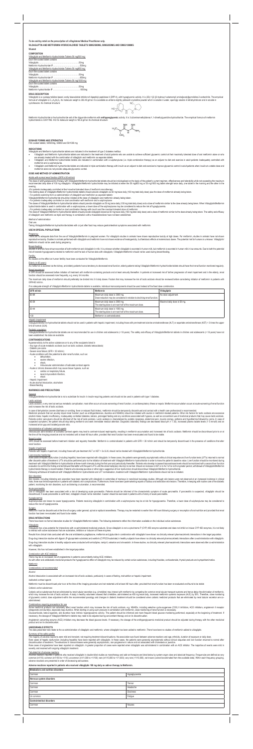*To be sold by retail on the prescription of a Registered Medical Practitioner only.*

**VILDAGLIPTIN AND METFORMIN HYDROCHLORIDE TABLETS 50MG/500MG, 50MG/850MG AND 50MG/1000MG**

***Vildamet***

**COMPOSITION**

| Vildagliptin and Metformin Hydrochloride Tablets 50 mg/500 mg |
|---|
| Each film-coated tablet contains |
| Vildagliptin .............................................50mg |
| Metformin Hydrochloride IP ......................500mg |
| Vildagliptin and Metformin Hydrochloride Tablets 50 mg/850 mg |
| Each film-coated tablet contains |
| Vildagliptin .............................................50mg |
| Metformin Hydrochloride IP ......................850mg |
| Vildagliptin and Metformin Hydrochloride Tablets 50 mg/1000 mg |
| Each film-coated tablet contains |
| Vildagliptin .............................................50mg |
| Metformin Hydrochloride IP ......................1000mg |

**DRUG DESCRIPTION**

Vildagliptin is a cyanopyrrolidine-based, orally bioavailable inhibitor of dipeptidyl peptidase 4 (DPP-4), with hypoglycemic activity. It is (2S)-1-[2-[(3-hydroxy-1-adamantyl) amino]acetyl]pyrrolidine-2-carbonitrile. The empirical formula of vildagliptin is $C_{17}H_{25}N_3O_2$. Its molecular weight is 303.40 g/mol. It is available as white to slightly yellowish crystalline powder which is soluble in water, sparingly soluble in tetrahydrofuran and is soluble in cyclohexane. Its chemical structure:

Metformin Hydrochloride is the hydrochloride salt of the biguanide metformin with **antihyperglycemic** activity. It is 3-(diaminomethylidene)-1, 1-dimethylguanidine hydrochloride. The empirical formula of metformin hydrochloride is C4H11N5. HCl its molecular weight is 165.6 g/mol. Its chemical structure:

**DOSAGE FORMS AND STRENGTHS**

Film coated tablets; 50/500mg, 50/850 and 50/1000 mg

**INDICATIONS**

Vildagliptin and Metformin hydrochloride tablets are indicated in the treatment of type 2 diabetes mellitus:

- Vildagliptin and Metformin hydrochloride tablets are indicated in the treatment of adult patients who are unable to achieve sufficient glycaemic control at their maximally tolerated dose of oral metformin alone or who are already treated with the combination of vildagliptin and metformin as separate tablets.
- Vildagliptin and Metformin hydrochloride tablets are indicated in combination with a sulphonylurea (i.e. triple combination therapy) as an adjunct to diet and exercise in adult patients inadequately controlled with metformin and a sulphonylurea.
- Vildagliptin and Metformin hydrochloride tablets are indicated in triple combination therapy with insulin as an adjunct to diet and exercise to improve glycaemic control in adult patients when insulin at a stable dose and metformin alone do not provide adequate glycaemic control.

**DOSE AND METHOD OF ADMINISTRATION**

*Adults with normal renal function (GFR ≥ 90 ml/min)*

The dose of antihyperglycaemic therapy with Vildagliptin/Metformin hydrochloride tablets should be individualised on the basis of the patient's current regimen, effectiveness and tolerability while not exceeding the maximum recommended daily dose of 100 mg vildagliptin. Vildagliptin/Metformin hydrochloride may be initiated at either the 50 mg/850 mg or 50 mg/1000 mg tablet strength twice daily, one tablet in the morning and the other in the evening.

*- For patients inadequately controlled at their maximal tolerated dose of metformin monotherapy:*

The starting dose of Vildagliptin/Metformin hydrochloride tablets should provide vildagliptin as 50 mg twice daily (100 mg total daily dose) plus the dose of metformin already being taken.

*- For patients switching from co-administration of vildagliptin and metformin as separate tablets:*

Vildagliptin/Metformin hydrochloride should be initiated at the dose of vildagliptin and metformin already being taken.

*- For patients inadequately controlled on dual combination with metformin and a sulphonylurea:*

The doses of Vildagliptin/Metformin hydrochloride tablets should provide vildagliptin as 50 mg twice daily (100 mg total daily dose) and a dose of metformin similar to the dose already being taken. When Vildagliptin/Metformin hydrochloride tablets is used in combination with a sulphonylurea, a lower dose of the sulphonylurea may be considered to reduce the risk of hypoglycaemia.

*- For patients inadequately controlled on dual combination therapy with insulin and the maximal tolerated dose of metformin:*

The dose of Vildagliptin/Metformin hydrochloride tablets should provide vildagliptin dosed as 50 mg twice daily (100 mg total daily dose) and a dose of metformin similar to the dose already being taken. The safety and efficacy of vildagliptin and metformin as triple oral therapy in combination with a thiazolidinedione have not been established.

*Method of administration*

Oral use.

Taking Vildagliptin/Metformin hydrochloride tablets with or just after food may reduce gastrointestinal symptoms associated with metformin.

**USE IN SPECIAL POPULATIONS**

Pregnancy

There are no adequate data from the use of Vildagliptin/Metformin in pregnant women. For vildagliptin studies in animals have shown reproductive toxicity at high doses. For metformin, studies in animals have not shown reproductive toxicity. Studies in animals performed with vildagliptin and metformin have not shown evidence of teratogenicity, but foetotoxic effects at maternotoxic doses. The potential risk for humans is unknown. Vildagliptin/Metformin should not be used during pregnancy.

Breast-feeding

Studies in animals have shown excretion of both metformin and vildagliptin in milk. It is unknown whether vildagliptin is excreted in human milk, but metformin is excreted in human milk in low amounts. Due to both the potential risk of neonate hypoglycaemia related to metformin and the lack of human data with vildagliptin, Vildagliptin/Metformin should not be used during breast-feeding.

Fertility

No studies on the effect on human fertility have been conducted for Vildagliptin/Metformin.

Elderly (≥ 65 years)

As metformin is excreted via the kidney, and elderly patients have a tendency to decreased renal function, elderly patients taking Vildagliptin/Metformin hydrochloride tablets should have their renal function monitored regularly.

Renal impairment

A GFR should be assessed before initiation of treatment with metformin-containing products and at least annually thereafter. In patients at increased risk of further progression of renal impairment and in the elderly, renal function should be assessed more frequently, e.g. every 3-6 months.

The maximum daily dose of metformin should preferably be divided into 2-3 daily doses. Factors that may increase the risk of lactic acidosis should be reviewed before considering initiation of metformin in patients with GFR<60 ml/min.

If no adequate strength of Vildagliptin/Metformin hydrochloride tablets is available, individual monocomponents should be used instead of the fixed dose combination.

| GFR ml/min | Metformin | Vildagliptin |
|---|---|---|
| 60-89 | Maximum daily dose is 3000 mg.<br>Dose reduction may be considered in relation to declining renal function. | No dose adjustment. |
| 45-59 | Maximum daily dose is 2000 mg.<br>The starting dose is at most half of the maximum dose. | Maximal daily dose is 50 mg. |
| 30-44 | Maximum daily dose is 1000 mg.<br>The starting dose is at most half of the maximum dose. | |
| <30 | Metformin is contraindicated. | |

*Hepatic impairment*

Vildagliptin/Metformin hydrochloride tablets should not be used in patients with hepatic impairment, including those with pre-treatment alanine aminotransferase (ALT) or aspartate aminotransferase (AST) > 3 times the upper limit of normal (ULN).

Paediatric population

Vildagliptin/Metformin hydrochloride tablets are not recommended for use in children and adolescents (< 18 years). The safety and efficacy of Vildagliptin/Metformin hydrochloride tablets in children and adolescents (< 18 years) have not been established. No data are available.

**CONTRAINDICATIONS**

Hypersensitivity to the active substances or to any of the excipients listed in

- Any type of acute metabolic acidosis (such as lactic acidosis, diabetic ketoacidosis)
- Diabetic pre-coma
- Severe renal failure (GFR < 30 ml/min)
- Acute conditions with the potential to alter renal function, such as:
  - dehydration,
  - severe infection,
  - shock,
  - intravascular administration of iodinated contrast agents
- Acute or chronic disease which may cause tissue hypoxia, such as:
  - cardiac or respiratory failure,
  - recent myocardial infarction,
  - shock
- Hepatic impairment
- Acute alcohol intoxication, alcoholism
- Breast-feeding

**WARNINGS AND PRECAUTIONS**

General

Vildagliptin/Metformin hydrochloride is not a substitute for insulin in insulin-requiring patients and should not be used in patients with type 1 diabetes.

Lactic acidosis

Lactic acidosis, a very rare but serious metabolic complication, most often occurs at acute worsening of renal function, or cardiorespiratory illness or sepsis. Metformin accumulation occurs at acute worsening of renal function and increases the risk of lactic acidosis.

In case of dehydration (severe diarrhoea or vomiting, fever or reduced fluid intake), metformin should be temporarily discontinued and contact with a health care professional is recommended.

Medicinal products that can acutely impair renal function (such as antihypertensives, diuretics and NSAIDs) should be initiated with caution in metformin-treated patients. Other risk factors for lactic acidosis are excessive alcohol intake, hepatic insufficiency, inadequately controlled diabetes, ketosis, prolonged fasting and any conditions associated with hypoxia, as well as concomitant use of medicinal products that may cause lactic acidosis. Patients and/or care-givers should be informed of the risk of lactic acidosis. Lactic acidosis is characterised by acidotic dyspnoea, abdominal pain, muscle cramps, asthenia and hypothermia followed by coma. In case of suspected symptoms, the patient should stop taking metformin and seek immediate medical attention. Diagnostic laboratory findings are decreased blood pH (< 7.35), increased plasma lactate levels (> 5 mmol/l) and an increased anion gap and lactate/pyruvate ratio.

Administration of iodinated contrast agents

Intravascular administration of iodinated contrast agents may lead to contrast-induced nephropathy, resulting in metformin accumulation and increased risk of lactic acidosis. Metformin should be discontinued prior to or at the time of the imaging procedure and not restarted until at least 48 hours after, provided that renal function has been re-evaluated and found to be stable.

Renal function

GFR should be assessed before treatment initiation and regularly thereafter. Metformin is contraindicated in patients with GFR < 30 ml/min and should be temporarily discontinued in the presence of conditions that alter renal function.

Hepatic impairment

Patients with hepatic impairment, including those with pre-treatment ALT or AST > 3x ULN, should not be treated with Vildagliptin/Metformin hydrochloride.

Liver enzyme monitoring

Rare cases of hepatic dysfunction (including hepatitis) have been reported with vildagliptin. In these cases, the patients were generally asymptomatic without clinical sequelae and liver function tests (LFTs) returned to normal after discontinuation of treatment. LFTs should be performed prior to the initiation of treatment with Vildagliptin/Metformin hydrochloride in order to know the patient's baseline value. Liver function should be monitored during treatment with Vildagliptin/Metformin hydrochloride at three-month intervals during the first year and periodically thereafter. Patients who develop increased transaminase levels should be monitored with a second liver function evaluation to confirm the finding and be followed thereafter with frequent LFTs until the abnormality(ies) return(s) to normal. Should an increase in AST or ALT of 3x ULN or greater persist, withdrawal of Vildagliptin/Metformin hydrochloride therapy is recommended. Patients who develop jaundice or other signs suggestive of liver dysfunction should discontinue Vildagliptin/Metformin hydrochloride.

Following withdrawal of treatment with Vildagliptin/Metformin hydrochloride and LFT normalisation, treatment with Vildagliptin/Metformin hydrochloride should not be re-initiated.

Skin disorders

Skin lesions, including blistering and ulceration have been reported with vildagliptin in extremities of monkeys in nonclinical toxicology studies. Although skin lesions were not observed at an increased incidence in clinical trials, there was limited experience in patients with diabetic skin complications. Furthermore, there have been post-marketing reports of bullous and exfoliative skin lesions. Therefore, in keeping with routine care of the diabetic patient, monitoring for skin disorders, such as blistering or ulceration, is recommended.

Acute pancreatitis

Use of vildagliptin has been associated with a risk of developing acute pancreatitis. Patients should be informed of the characteristic symptom of acute pancreatitis. If pancreatitis is suspected, vildagliptin should be discontinued; if acute pancreatitis is confirmed, vildagliptin should not be restarted. Caution should be exercised in patients with a history of acute pancreatitis.

Hypoglycaemia

Sulphonylureas are known to cause hypoglycaemia. Patients receiving vildagliptin in combination with a sulphonylurea may be at risk for hypoglycaemia. Therefore, a lower dose of sulphonylurea may be considered to reduce the risk of hypoglycaemia.

Surgery

Metformin must be discontinued at the time of surgery under general, spinal or epidural anaesthesia. Therapy may be restarted no earlier than 48 hours following surgery or resumption of oral nutrition and provided that renal function has been re-evaluated and found to be stable.

**DRUG INTERACTIONS**

There have been no formal interaction studies for Vildagliptin/Metformin tablets. The following statements reflect the information available on the individual active substances.

Vildagliptin

Vildagliptin has a low potential for interactions with co-administered medicinal products. Since vildagliptin is not a cytochrome P (CYP) 450 enzyme substrate and does not inhibit or induce CYP 450 enzymes, it is not likely to interact with active substances that are substrates, inhibitors or inducers of these enzymes.

Results from clinical trials conducted with the oral antidiabetics pioglitazone, metformin and glyburide in combination with vildagliptin have shown no clinically relevant pharmacokinetic interactions in the target population.

Drug-drug interaction studies with digoxin (P-glycoprotein substrate) and warfarin (CYP2C9 substrate) in healthy subjects have shown no clinically relevant pharmacokinetic interactions after co-administration with vildagliptin.

Drug-drug interaction studies in healthy subjects were conducted with amlodipine, ramipril, valsartan and simvastatin. In these studies, no clinically relevant pharmacokinetic interactions were observed after co-administration with vildagliptin.

However, this has not been established in the target population.

*Combination with ACE inhibitors*

There may be an increased risk of angioedema in patients concomitantly taking ACE inhibitors.

As with other oral antidiabetic medicinal products the hypoglycaemic effect of vildagliptin may be reduced by certain active substances, including thiazides, corticosteroids, thyroid products and sympathomimetics.

Metformin

*Combinations not recommended*

*Alcohol*

Alcohol intoxication is associated with an increased risk of lactic acidosis, particularly in cases of fasting, malnutrition or hepatic impairment.

*Iodinated contrast agents*

Metformin must be discontinued prior to or at the time of the imaging procedure and not restarted until at least 48 hours after, provided that renal function has been re-evaluated and found to be stable.

*Cationic active substances*

Cationic active substances that are eliminated by renal tubular secretion (e.g. cimetidine) may interact with metformin by competing for common renal tubular transport systems and hence delay the elimination of metformin, which may increase the risk of lactic acidosis. A study in healthy volunteers showed that cimetidine, administered as 400 mg twice daily, increased metformin systemic exposure (AUC) by 50%. Therefore, close monitoring of glycaemic control, dose adjustment within the recommended posology and changes in diabetic treatment should be considered when cationic medicinal products that are eliminated by renal tubular secretion are co-administered.

*Combinations requiring precautions for use*

Some medicinal products can adversely affect renal function which may increase the risk of lactic acidosis, e.g. NSAIDs, including selective cyclo-oxygenase (COX) II inhibitors, ACE inhibitors, angiotensin II receptor antagonists and diuretics, especially loop diuretics. When starting or using such products in combination with metformin, close monitoring of renal function is necessary.

Glucocorticoids, beta-2-agonists, and diuretics have intrinsic hyperglycaemic activity. The patient should be informed and more frequent blood glucose monitoring performed, especially at the beginning of treatment. If necessary, the dosage of Vildagliptin/Metformin tablets may need to be adjusted during concomitant therapy and on its discontinuation.

Angiotensin converting enzyme (ACE) inhibitors may decrease the blood glucose levels. If necessary, the dosage of the antihyperglycaemic medicinal product should be adjusted during therapy with the other medicinal product and on its discontinuation.

**UNDESIRABLE EFFECTS**

The data presented here relate to the co-administration of vildagliptin and metformin, where vildagliptin has been added to metformin. There have been no studies of metformin added to vildagliptin.

Summary of the safety profile

The majority of adverse reactions were mild and transient, not requiring treatment discontinuations. No association was found between adverse reactions and age, ethnicity, duration of exposure or daily dose.

Rare cases of hepatic dysfunction (including hepatitis) have been reported with vildagliptin. In these cases, the patients were generally asymptomatic without clinical sequelae and liver function returned to normal after discontinuation of treatment. The elevations in transaminases were generally asymptomatic, non-progressive in nature and not associated with cholestasis or jaundice.

Rare cases of angioedema have been reported on vildagliptin. A greater proportion of cases were reported when vildagliptin was administered in combination with an ACE inhibitor. The majority of events were mild in severity and resolved with ongoing vildagliptin treatment.

Tabulated list of adverse reactions

Adverse reactions reported in patients who received vildagliptin in double-blind studies as monotherapy and add-on therapies are listed below by system organ class and absolute frequency. Frequencies are defined as very common (≥1/10); common (≥1/100 to <1/10); uncommon (≥1/1,000 to <1/100); rare (≥1/10,000 to <1/1,000); very rare (<1/10,000), not known (cannot be estimated from the available data). Within each frequency grouping, adverse reactions are presented in order of decreasing seriousness.

**Adverse reactions reported in patients who received vildagliptin 100 mg daily as add-on therapy to Metformin.**

| Metabolism and nutrition disorders | |
|---|---|
| Common | Hypoglycaemia |
| **Nervous system disorders** | |
| Common | Tremor |
| Common | Headache |
| Common | Dizziness |
| Uncommon | Fatigue |
| **Gastrointestinal disorders** | |
| Common | Nausea |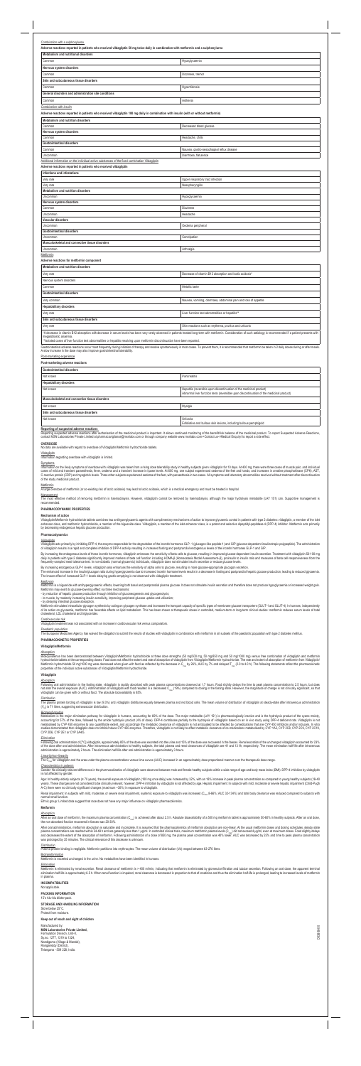Combination with a sulphonylurea

| Adverse reactions reported in patients who received vildagliptin 50 mg twice daily in combination with metformin and a sulphonylurea | |
|---|---|
| **Metabolism and nutritional disorders** | |
| Common | Hypoglycaemia |
| **Nervous system disorders** | |
| Common | Dizziness, tremor |
| **Skin and subcutaneous tissue disorders** | |
| Common | Hyperhidrosis |
| **General disorders and administration site conditions** | |
| Common | Asthenia |

Combination with insulin

| Adverse reactions reported in patients who received vildagliptin 100 mg daily in combination with insulin (with or without metformin) | |
|---|---|
| **Metabolism and nutrition disorders** | |
| Common | Decreased blood glucose |
| **Nervous system disorders** | |
| Common | Headache, chills |
| **Gastrointestinal disorders** | |
| Common | Nausea, gastro-oesophageal reflux disease |
| Uncommon | Diarrhoea, flatulence |

Additional information on the individual active substances of the fixed combination Vildagliptin

| Adverse reactions reported in patients who received vildagliptin | |
|---|---|
| **Infections and infestations** | |
| Very rare | Upper respiratory tract infection |
| Very rare | Nasopharyngitis |
| **Metabolism and nutrition disorders** | |
| Uncommon | Hypoglycaemia |
| **Nervous system disorders** | |
| Common | Dizziness |
| Uncommon | Headache |
| **Vascular disorders** | |
| Uncommon | Oedema peripheral |
| **Gastrointestinal disorders** | |
| Uncommon | Constipation |
| **Musculoskeletal and connective tissue disorders** | |
| Uncommon | Arthralgia |

Metformin

| Adverse reactions for metformin component | |
|---|---|
| **Metabolism and nutrition disorders** | |
| Very rare | Decrease of vitamin B12 absorption and lactic acidosis* |
| **Nervous system disorders** | |
| Common | Metallic taste |
| **Gastrointestinal disorders** | |
| Very common | Nausea, vomiting, diarrhoea, abdominal pain and loss of appetite |
| **Hepatobiliary disorders** | |
| Very rare | Liver function test abnormalities or hepatitis** |
| **Skin and subcutaneous tissue disorders** | |
| Very rare | Skin reactions such as erythema, pruritus and urticaria |

*A decrease in vitamin B12 absorption with decrease in serum levels has been very rarely observed in patients treated long-term with metformin. Consideration of such aetiology is recommended if a patient presents with megaloblastic anaemia.

**Isolated cases of liver function test abnormalities or hepatitis resolving upon metformin discontinuation have been reported.

Gastrointestinal adverse reactions occur most frequently during initiation of therapy and resolve spontaneously in most cases. To prevent them, it is recommended that metformin be taken in 2 daily doses during or after meals. A slow increase in the dose may also improve gastrointestinal tolerability.

Post-marketing experience

| Post-marketing adverse reactions | |
|---|---|
| **Gastrointestinal disorders** | |
| Not known | Pancreatitis |
| **Hepatobiliary disorders** | |
| Not known | Hepatitis (reversible upon discontinuation of the medicinal product)<br>Abnormal liver function tests (reversible upon discontinuation of the medicinal product) |
| **Musculoskeletal and connective tissue disorders** | |
| Not known | Myalgia |
| **Skin and subcutaneous tissue disorders** | |
| Not known | Urticaria<br>Exfoliative and bullous skin lesions, including bullous pemphigoid |

**Reporting of suspected adverse reactions**

Reporting suspected adverse reactions after authorisation of the medicinal product is important. It allows continued monitoring of the benefit/risk balance of the medicinal product. To report Suspected Adverse Reactions, contact MSN Laboratories Private Limited at pharmacovigilance@msnlabs.com or through company website www.msnlabs.com→Contact us→Medical Enquiry/ to report a side effect.

## OVERDOSE

No data are available with regard to overdose of Vildagliptin/Metformin hydrochloride tablets.

Vildagliptin

Information regarding overdose with vildagliptin is limited.

Symptoms

Information on the likely symptoms of overdose with vildagliptin was taken from a rising dose tolerability study in healthy subjects given vildagliptin for 10 days. At 400 mg, there were three cases of muscle pain, and individual cases of mild and transient paraesthesia, fever, oedema and a transient increase in lipase levels. At 600 mg, one subject experienced oedema of the feet and hands, and increases in creatine phosphokinase (CPK), AST, C-reactive protein (CRP) and myoglobin levels. Three other subjects experienced oedema of the feet, with paraesthesia in two cases. All symptoms and laboratory abnormalities resolved without treatment after discontinuation of the study medicinal product.

Metformin

A large overdose of metformin (or co-existing risk of lactic acidosis) may lead to lactic acidosis, which is a medical emergency and must be treated in hospital.

Management

The most effective method of removing metformin is haemodialysis. However, vildagliptin cannot be removed by haemodialysis, although the major hydrolysis metabolite (LAY 151) can. Supportive management is recommended.

## PHARMACODYNAMIC PROPERTIES

**Mechanism of action**

Vildagliptin/Metformin hydrochloride tablets combines two antihyperglycaemic agents with complimentary mechanisms of action to improve glycaemic control in patients with type 2 diabetes: vildagliptin, a member of the islet enhancer class, and metformin hydrochloride, a member of the biguanide class. Vildagliptin, a member of the islet enhancer class, is a potent and selective dipeptidyl-peptidase-4 (DPP-4) inhibitor. Metformin acts primarily by decreasing endogenous hepatic glucose production.

**Pharmacodynamics**

Vildagliptin

Vildagliptin acts primarily by inhibiting DPP-4, the enzyme responsible for the degradation of the incretin hormones GLP-1 (glucagon-like peptide-1) and GIP (glucose-dependent insulinotropic polypeptide). The administration of vildagliptin results in a rapid and complete inhibition of DPP-4 activity resulting in increased fasting and postprandial endogenous levels of the incretin hormones GLP-1 and GIP.

By increasing the endogenous levels of these incretin hormones, vildagliptin enhances the sensitivity of beta cells to glucose, resulting in improved glucose-dependent insulin secretion. Treatment with vildagliptin 50-100 mg daily in patients with type 2 diabetes significantly improved markers of beta cell function including HOMA-β (Homeostasis Model Assessment-β), proinsulin to insulin ratio and measures of beta cell responsiveness from the frequently-sampled meal tolerance test. In non-diabetic (normal glycaemic) individuals, vildagliptin does not stimulate insulin secretion or reduce glucose levels.

By increasing endogenous GLP-1 levels, vildagliptin also enhances the sensitivity of alpha cells to glucose, resulting in more glucose-appropriate glucagon secretion.

The enhanced increase in the insulin/glucagon ratio during hyperglycaemia due to increased incretin hormone levels results in a decrease in fasting and postprandial hepatic glucose production, leading to reduced glycaemia.

The known effect of increased GLP-1 levels delaying gastric emptying is not observed with vildagliptin treatment.

Metformin

Metformin is a biguanide with antihyperglycaemic effects, lowering both basal and postprandial plasma glucose. It does not stimulate insulin secretion and therefore does not produce hypoglycaemia or increased weight gain.

Metformin may exert its glucose-lowering effect via three mechanisms:

- by reduction of hepatic glucose production through inhibition of gluconeogenesis and glycogenolysis;
- in muscle, by modestly increasing insulin sensitivity, improving peripheral glucose uptake and utilisation;
- by delaying intestinal glucose absorption.

Metformin stimulates intracellular glycogen synthesis by acting on glycogen synthase and increases the transport capacity of specific types of membrane glucose transporters (GLUT-1 and GLUT-4). In humans, independently of its action on glycaemia, metformin has favourable effects on lipid metabolism. This has been shown at therapeutic doses in controlled, medium-term or long-term clinical studies: metformin reduces serum levels of total cholesterol, LDL cholesterol and triglycerides.

Cardiovascular risk

Vildagliptin treatment was not associated with an increase in cardiovascular risk compared with comparators.

Paediatric population

The European Medicines Agency has waived the obligation to submit the results of studies with vildagliptin in combination with metformin in all subsets of the paediatric population with type 2 diabetes mellitus.

## PHARMACOKINETIC PROPERTIES

**Vildagliptin/Metformin**

Absorption

Bioequivalence has been demonstrated between Vildagliptin/Metformin hydrochloride at three dose strengths (50 mg/500 mg, 50 mg/850 mg and 50 mg/1000 mg) versus free combination of vildagliptin and metformin hydrochloride tablets at the corresponding doses. Food does not affect the extent and rate of absorption of vildagliptin from Vildagliptin/Metformin hydrochloride. The rate and extent of absorption of metformin from Vildagliptin/Metformin hydrochloride 50 mg/1000 mg were decreased when given with food as reflected by the decrease in $C_{max}$ by 26%, AUC by 7% and delayed $T_{max}$ (2.0 to 4.0 h). The following statements reflect the pharmacokinetic properties of the individual active substances of Vildagliptin/Metformin hydrochloride.

**Vildagliptin**

Absorption

Following oral administration in the fasting state, vildagliptin is rapidly absorbed with peak plasma concentrations observed at 1.7 hours. Food slightly delays the time to peak plasma concentration to 2.5 hours, but does not alter the overall exposure (AUC). Administration of vildagliptin with food resulted in a decreased $C_{max}$ (19%) compared to dosing in the fasting state. However, the magnitude of change is not clinically significant, so that vildagliptin can be given with or without food. The absolute bioavailability is 85%.

Distribution

The plasma protein binding of vildagliptin is low (9.3%) and vildagliptin distributes equally between plasma and red blood cells. The mean volume of distribution of vildagliptin at steady-state after intravenous administration ($V_{ss}$) is 71 litres, suggesting extravascular distribution.

Biotransformation

Metabolism is the major elimination pathway for vildagliptin in humans, accounting for 69% of the dose. The major metabolite (LAY 151) is pharmacologically inactive and is the hydrolysis product of the cyano moiety, accounting for 57% of the dose, followed by the amide hydrolysis product (4% of dose). DPP-4 contributes partially to the hydrolysis of vildagliptin based on an in vivo study using DPP-4 deficient rats. Vildagliptin is not metabolised by CYP 450 enzymes to any quantifiable extent, and accordingly the metabolic clearance of vildagliptin is not anticipated to be affected by co-medications that are CYP 450 inhibitors and/or inducers. In vitro studies demonstrated that vildagliptin does not inhibit/induce CYP 450 enzymes. Therefore, vildagliptin is not likely to affect metabolic clearance of co-medications metabolised by CYP 1A2, CYP 2C8, CYP 2C9, CYP 2C19, CYP 2D6, CYP 2E1 or CYP 3A4/5.

Elimination

Following oral administration of [14C] vildagliptin, approximately 85% of the dose was excreted into the urine and 15% of the dose was recovered in the faeces. Renal excretion of the unchanged vildagliptin accounted for 23% of the dose after oral administration. After intravenous administration to healthy subjects, the total plasma and renal clearances of vildagliptin are 41 and 13 l/h, respectively. The mean elimination half-life after intravenous administration is approximately 2 hours. The elimination half-life after oral administration is approximately 3 hours.

Linearity/non-linearity

The $C_{max}$ for vildagliptin and the area under the plasma concentrations versus time curves (AUC) increased in an approximately dose proportional manner over the therapeutic dose range.

Characteristics in patients

Gender: No clinically relevant differences in the pharmacokinetics of vildagliptin were observed between male and female healthy subjects within a wide range of age and body mass index (BMI). DPP-4 inhibition by vildagliptin is not affected by gender.

Age: In healthy elderly subjects (≥ 70 years), the overall exposure of vildagliptin (100 mg once daily) was increased by 32%, with an 18% increase in peak plasma concentration as compared to young healthy subjects (18-40 years). These changes are not considered to be clinically relevant, however. DPP-4 inhibition by vildagliptin is not affected by age. Hepatic impairment: In subjects with mild, moderate or severe hepatic impairment (Child-Pugh A-C) there were no clinically significant changes (maximum ~30%) in exposure to vildagliptin.

Renal impairment: In subjects with mild, moderate, or severe renal impairment, systemic exposure to vildagliptin was increased ($C_{max}$ 8-66%; AUC 32-134%) and total body clearance was reduced compared to subjects with normal renal function.

Ethnic group: Limited data suggest that race does not have any major influence on vildagliptin pharmacokinetics.

**Metformin**

Absorption

After an oral dose of metformin, the maximum plasma concentration ($C_{max}$) is achieved after about 2.5 h. Absolute bioavailability of a 500 mg metformin tablet is approximately 50-60% in healthy subjects. After an oral dose, the non-absorbed fraction recovered in faeces was 20-30%.

After oral administration, metformin absorption is saturable and incomplete. It is assumed that the pharmacokinetics of metformin absorption are non-linear. At the usual metformin doses and dosing schedules, steady state plasma concentrations are reached within 24-48 h and are generally less than 1 µg/ml. In controlled clinical trials, maximum metformin plasma levels ($C_{max}$) did not exceed 4 µg/ml, even at maximum doses. Food slightly delays and decreases the extent of the absorption of metformin. Following administration of a dose of 850 mg, the plasma peak concentration was 40% lower, AUC was decreased by 25% and time to peak plasma concentration was prolonged by 35 minutes. The clinical relevance of this decrease is unknown.

Distribution

Plasma protein binding is negligible. Metformin partitions into erythrocytes. The mean volume of distribution (Vd) ranged between 63-276 litres.

Biotransformation

Metformin is excreted unchanged in the urine. No metabolites have been identified in humans.

Elimination

Metformin is eliminated by renal excretion. Renal clearance of metformin is > 400 ml/min, indicating that metformin is eliminated by glomerular filtration and tubular secretion. Following an oral dose, the apparent terminal elimination half-life is approximately 6.5 h. When renal function is impaired, renal clearance is decreased in proportion to that of creatinine and thus the elimination half-life is prolonged, leading to increased levels of metformin in plasma.

## INCOMPATIBILITIES

Not applicable.

## PACKING INFORMATION

15's Alu-Alu Blister pack.

## STORAGE AND HANDLING INFORMATION

Store below 25°C.

Protect from moisture.

**Keep out of reach and sight of children**

Manufactured by:

**MSN Laboratories Private Limited,**

Formulation Division, Unit-II,

Sy.no. 1277, 1319 to 1324,

Nandigama (Village & Mandal),

Rangareddy (District),

Telangana - 509 228, India.